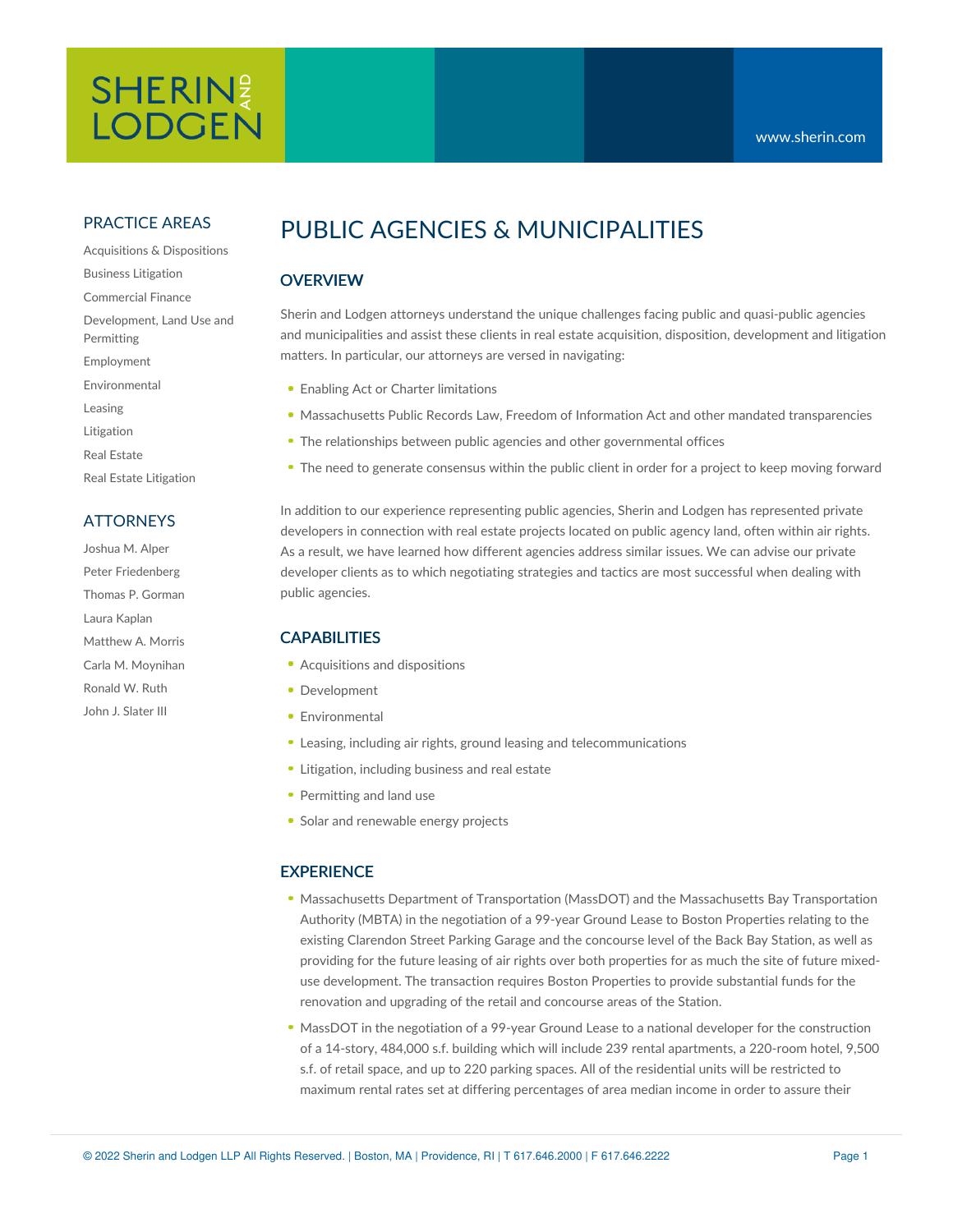SHERIN AND LODGEN

www.sherin.com

## PRACTICE AREAS

- Acquisitions & Dispositions
- Business Litigation
- Commercial Finance
- Development, Land Use and Permitting
- Employment
- Environmental
- Leasing
- Litigation
- Real Estate
- Real Estate Litigation

## ATTORNEYS

- Joshua M. Alper
- Peter Friedenberg
- Thomas P. Gorman
- Laura Kaplan
- Matthew A. Morris
- Carla M. Moynihan
- Ronald W. Ruth
- John J. Slater III

# PUBLIC AGENCIES & MUNICIPALITIES

## OVERVIEW

Sherin and Lodgen attorneys understand the unique challenges facing public and quasi-public agencies and municipalities and assist these clients in real estate acquisition, disposition, development and litigation matters. In particular, our attorneys are versed in navigating:

- Enabling Act or Charter limitations
- Massachusetts Public Records Law, Freedom of Information Act and other mandated transparencies
- The relationships between public agencies and other governmental offices
- The need to generate consensus within the public client in order for a project to keep moving forward

In addition to our experience representing public agencies, Sherin and Lodgen has represented private developers in connection with real estate projects located on public agency land, often within air rights. As a result, we have learned how different agencies address similar issues. We can advise our private developer clients as to which negotiating strategies and tactics are most successful when dealing with public agencies.

## CAPABILITIES

- Acquisitions and dispositions
- Development
- Environmental
- Leasing, including air rights, ground leasing and telecommunications
- Litigation, including business and real estate
- Permitting and land use
- Solar and renewable energy projects

## EXPERIENCE

- Massachusetts Department of Transportation (MassDOT) and the Massachusetts Bay Transportation Authority (MBTA) in the negotiation of a 99-year Ground Lease to Boston Properties relating to the existing Clarendon Street Parking Garage and the concourse level of the Back Bay Station, as well as providing for the future leasing of air rights over both properties for as much the site of future mixed-use development. The transaction requires Boston Properties to provide substantial funds for the renovation and upgrading of the retail and concourse areas of the Station.
- MassDOT in the negotiation of a 99-year Ground Lease to a national developer for the construction of a 14-story, 484,000 s.f. building which will include 239 rental apartments, a 220-room hotel, 9,500 s.f. of retail space, and up to 220 parking spaces. All of the residential units will be restricted to maximum rental rates set at differing percentages of area median income in order to assure their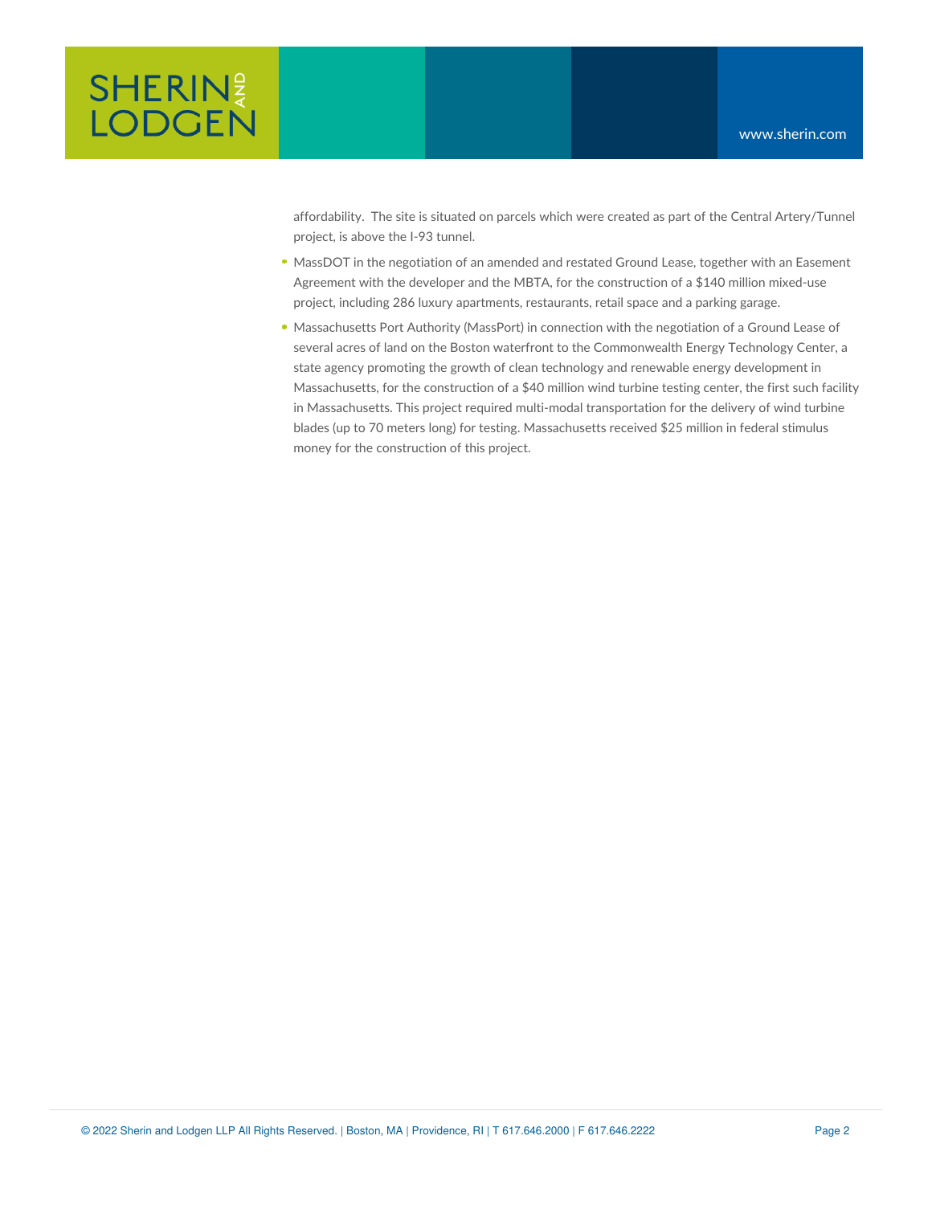affordability. The site is situated on parcels which were created as part of the Central Artery/Tunnel project, is above the I-93 tunnel.

- MassDOT in the negotiation of an amended and restated Ground Lease, together with an Easement Agreement with the developer and the MBTA, for the construction of a $140 million mixed-use project, including 286 luxury apartments, restaurants, retail space and a parking garage.
- Massachusetts Port Authority (MassPort) in connection with the negotiation of a Ground Lease of several acres of land on the Boston waterfront to the Commonwealth Energy Technology Center, a state agency promoting the growth of clean technology and renewable energy development in Massachusetts, for the construction of a $40 million wind turbine testing center, the first such facility in Massachusetts. This project required multi-modal transportation for the delivery of wind turbine blades (up to 70 meters long) for testing. Massachusetts received $25 million in federal stimulus money for the construction of this project.